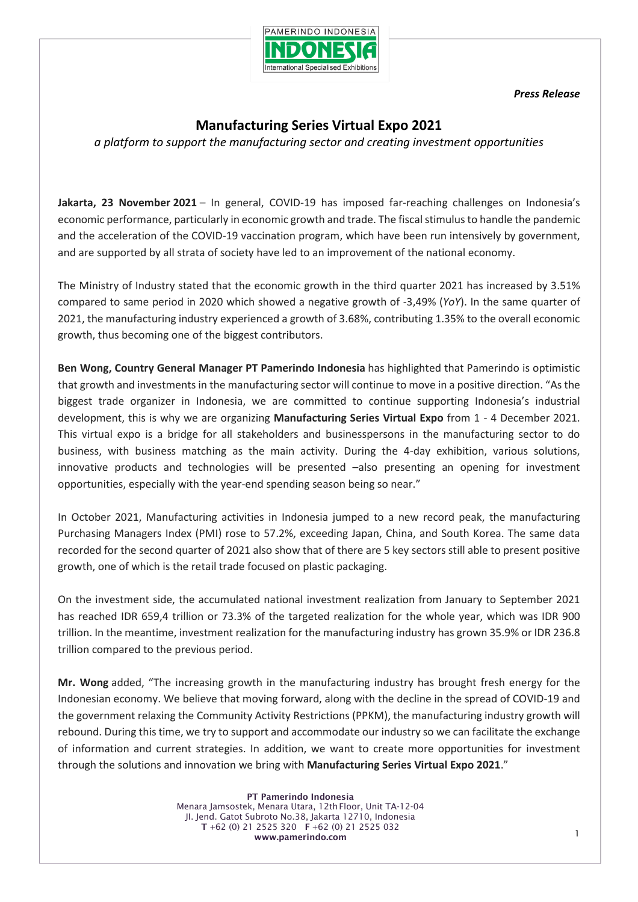*Press Release*

# Manufacturing Series Virtual Expo 2021

*a platform to support the manufacturing sector and creating investment opportunities*

**Jakarta, 23 November 2021** – In general, COVID-19 has imposed far-reaching challenges on Indonesia's economic performance, particularly in economic growth and trade. The fiscal stimulus to handle the pandemic and the acceleration of the COVID-19 vaccination program, which have been run intensively by government, and are supported by all strata of society have led to an improvement of the national economy.

The Ministry of Industry stated that the economic growth in the third quarter 2021 has increased by 3.51% compared to same period in 2020 which showed a negative growth of -3,49% (*YoY*). In the same quarter of 2021, the manufacturing industry experienced a growth of 3.68%, contributing 1.35% to the overall economic growth, thus becoming one of the biggest contributors.

**Ben Wong, Country General Manager PT Pamerindo Indonesia** has highlighted that Pamerindo is optimistic that growth and investments in the manufacturing sector will continue to move in a positive direction. "As the biggest trade organizer in Indonesia, we are committed to continue supporting Indonesia's industrial development, this is why we are organizing **Manufacturing Series Virtual Expo** from 1 - 4 December 2021. This virtual expo is a bridge for all stakeholders and businesspersons in the manufacturing sector to do business, with business matching as the main activity. During the 4-day exhibition, various solutions, innovative products and technologies will be presented –also presenting an opening for investment opportunities, especially with the year-end spending season being so near."

In October 2021, Manufacturing activities in Indonesia jumped to a new record peak, the manufacturing Purchasing Managers Index (PMI) rose to 57.2%, exceeding Japan, China, and South Korea. The same data recorded for the second quarter of 2021 also show that of there are 5 key sectors still able to present positive growth, one of which is the retail trade focused on plastic packaging.

On the investment side, the accumulated national investment realization from January to September 2021 has reached IDR 659,4 trillion or 73.3% of the targeted realization for the whole year, which was IDR 900 trillion. In the meantime, investment realization for the manufacturing industry has grown 35.9% or IDR 236.8 trillion compared to the previous period.

**Mr. Wong** added, "The increasing growth in the manufacturing industry has brought fresh energy for the Indonesian economy. We believe that moving forward, along with the decline in the spread of COVID-19 and the government relaxing the Community Activity Restrictions (PPKM), the manufacturing industry growth will rebound. During this time, we try to support and accommodate our industry so we can facilitate the exchange of information and current strategies. In addition, we want to create more opportunities for investment through the solutions and innovation we bring with **Manufacturing Series Virtual Expo 2021**."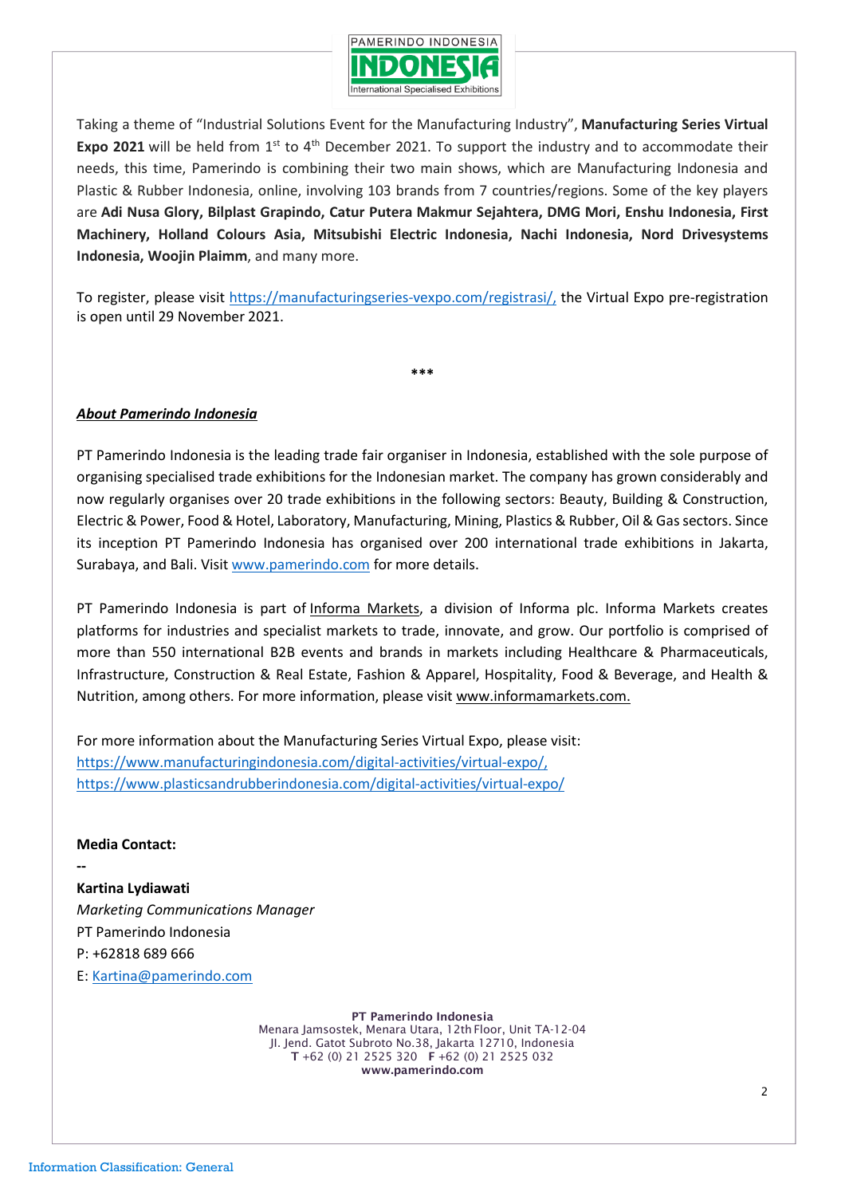Taking a theme of "Industrial Solutions Event for the Manufacturing Industry", **Manufacturing Series Virtual Expo 2021** will be held from 1st to 4th December 2021. To support the industry and to accommodate their needs, this time, Pamerindo is combining their two main shows, which are Manufacturing Indonesia and Plastic & Rubber Indonesia, online, involving 103 brands from 7 countries/regions. Some of the key players are **Adi Nusa Glory, Bilplast Grapindo, Catur Putera Makmur Sejahtera, DMG Mori, Enshu Indonesia, First Machinery, Holland Colours Asia, Mitsubishi Electric Indonesia, Nachi Indonesia, Nord Drivesystems Indonesia, Woojin Plaimm**, and many more.

To register, please visit https://manufacturingseries-vexpo.com/registrasi/, the Virtual Expo pre-registration is open until 29 November 2021.

***

***About Pamerindo Indonesia***

PT Pamerindo Indonesia is the leading trade fair organiser in Indonesia, established with the sole purpose of organising specialised trade exhibitions for the Indonesian market. The company has grown considerably and now regularly organises over 20 trade exhibitions in the following sectors: Beauty, Building & Construction, Electric & Power, Food & Hotel, Laboratory, Manufacturing, Mining, Plastics & Rubber, Oil & Gas sectors. Since its inception PT Pamerindo Indonesia has organised over 200 international trade exhibitions in Jakarta, Surabaya, and Bali. Visit www.pamerindo.com for more details.

PT Pamerindo Indonesia is part of Informa Markets, a division of Informa plc. Informa Markets creates platforms for industries and specialist markets to trade, innovate, and grow. Our portfolio is comprised of more than 550 international B2B events and brands in markets including Healthcare & Pharmaceuticals, Infrastructure, Construction & Real Estate, Fashion & Apparel, Hospitality, Food & Beverage, and Health & Nutrition, among others. For more information, please visit www.informamarkets.com.

For more information about the Manufacturing Series Virtual Expo, please visit:
https://www.manufacturingindonesia.com/digital-activities/virtual-expo/,
https://www.plasticsandrubberindonesia.com/digital-activities/virtual-expo/

**Media Contact:**

--
**Kartina Lydiawati**
*Marketing Communications Manager*
PT Pamerindo Indonesia
P: +62818 689 666
E: Kartina@pamerindo.com

**PT Pamerindo Indonesia**
Menara Jamsostek, Menara Utara, 12th Floor, Unit TA-12-04
Jl. Jend. Gatot Subroto No.38, Jakarta 12710, Indonesia
**T** +62 (0) 21 2525 320 **F** +62 (0) 21 2525 032
**www.pamerindo.com**